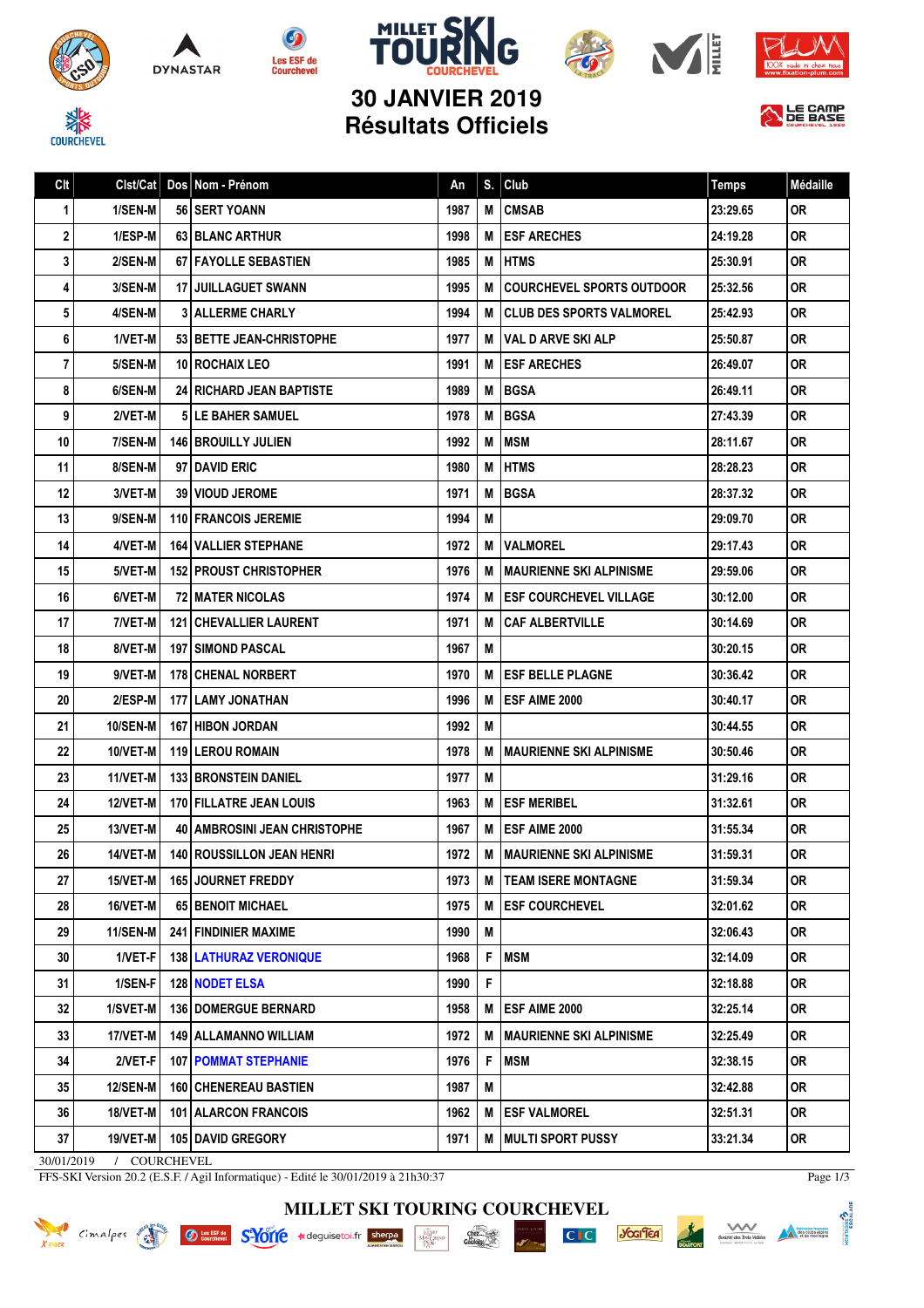# 30 JANVIER 2019
# Résultats Officiels

| Clt | Clst/Cat | Dos | Nom - Prénom | An | S. | Club | Temps | Médaille |
|---|---|---|---|---|---|---|---|---|
| 1 | 1/SEN-M | 56 | SERT YOANN | 1987 | M | CMSAB | 23:29.65 | OR |
| 2 | 1/ESP-M | 63 | BLANC ARTHUR | 1998 | M | ESF ARECHES | 24:19.28 | OR |
| 3 | 2/SEN-M | 67 | FAYOLLE SEBASTIEN | 1985 | M | HTMS | 25:30.91 | OR |
| 4 | 3/SEN-M | 17 | JUILLAGUET SWANN | 1995 | M | COURCHEVEL SPORTS OUTDOOR | 25:32.56 | OR |
| 5 | 4/SEN-M | 3 | ALLERME CHARLY | 1994 | M | CLUB DES SPORTS VALMOREL | 25:42.93 | OR |
| 6 | 1/VET-M | 53 | BETTE JEAN-CHRISTOPHE | 1977 | M | VAL D ARVE SKI ALP | 25:50.87 | OR |
| 7 | 5/SEN-M | 10 | ROCHAIX LEO | 1991 | M | ESF ARECHES | 26:49.07 | OR |
| 8 | 6/SEN-M | 24 | RICHARD JEAN BAPTISTE | 1989 | M | BGSA | 26:49.11 | OR |
| 9 | 2/VET-M | 5 | LE BAHER SAMUEL | 1978 | M | BGSA | 27:43.39 | OR |
| 10 | 7/SEN-M | 146 | BROUILLY JULIEN | 1992 | M | MSM | 28:11.67 | OR |
| 11 | 8/SEN-M | 97 | DAVID ERIC | 1980 | M | HTMS | 28:28.23 | OR |
| 12 | 3/VET-M | 39 | VIOUD JEROME | 1971 | M | BGSA | 28:37.32 | OR |
| 13 | 9/SEN-M | 110 | FRANCOIS JEREMIE | 1994 | M | | 29:09.70 | OR |
| 14 | 4/VET-M | 164 | VALLIER STEPHANE | 1972 | M | VALMOREL | 29:17.43 | OR |
| 15 | 5/VET-M | 152 | PROUST CHRISTOPHER | 1976 | M | MAURIENNE SKI ALPINISME | 29:59.06 | OR |
| 16 | 6/VET-M | 72 | MATER NICOLAS | 1974 | M | ESF COURCHEVEL VILLAGE | 30:12.00 | OR |
| 17 | 7/VET-M | 121 | CHEVALLIER LAURENT | 1971 | M | CAF ALBERTVILLE | 30:14.69 | OR |
| 18 | 8/VET-M | 197 | SIMOND PASCAL | 1967 | M | | 30:20.15 | OR |
| 19 | 9/VET-M | 178 | CHENAL NORBERT | 1970 | M | ESF BELLE PLAGNE | 30:36.42 | OR |
| 20 | 2/ESP-M | 177 | LAMY JONATHAN | 1996 | M | ESF AIME 2000 | 30:40.17 | OR |
| 21 | 10/SEN-M | 167 | HIBON JORDAN | 1992 | M | | 30:44.55 | OR |
| 22 | 10/VET-M | 119 | LEROU ROMAIN | 1978 | M | MAURIENNE SKI ALPINISME | 30:50.46 | OR |
| 23 | 11/VET-M | 133 | BRONSTEIN DANIEL | 1977 | M | | 31:29.16 | OR |
| 24 | 12/VET-M | 170 | FILLATRE JEAN LOUIS | 1963 | M | ESF MERIBEL | 31:32.61 | OR |
| 25 | 13/VET-M | 40 | AMBROSINI JEAN CHRISTOPHE | 1967 | M | ESF AIME 2000 | 31:55.34 | OR |
| 26 | 14/VET-M | 140 | ROUSSILLON JEAN HENRI | 1972 | M | MAURIENNE SKI ALPINISME | 31:59.31 | OR |
| 27 | 15/VET-M | 165 | JOURNET FREDDY | 1973 | M | TEAM ISERE MONTAGNE | 31:59.34 | OR |
| 28 | 16/VET-M | 65 | BENOIT MICHAEL | 1975 | M | ESF COURCHEVEL | 32:01.62 | OR |
| 29 | 11/SEN-M | 241 | FINDINIER MAXIME | 1990 | M | | 32:06.43 | OR |
| 30 | 1/VET-F | 138 | LATHURAZ VERONIQUE | 1968 | F | MSM | 32:14.09 | OR |
| 31 | 1/SEN-F | 128 | NODET ELSA | 1990 | F | | 32:18.88 | OR |
| 32 | 1/SVET-M | 136 | DOMERGUE BERNARD | 1958 | M | ESF AIME 2000 | 32:25.14 | OR |
| 33 | 17/VET-M | 149 | ALLAMANNO WILLIAM | 1972 | M | MAURIENNE SKI ALPINISME | 32:25.49 | OR |
| 34 | 2/VET-F | 107 | POMMAT STEPHANIE | 1976 | F | MSM | 32:38.15 | OR |
| 35 | 12/SEN-M | 160 | CHENEREAU BASTIEN | 1987 | M | | 32:42.88 | OR |
| 36 | 18/VET-M | 101 | ALARCON FRANCOIS | 1962 | M | ESF VALMOREL | 32:51.31 | OR |
| 37 | 19/VET-M | 105 | DAVID GREGORY | 1971 | M | MULTI SPORT PUSSY | 33:21.34 | OR |

30/01/2019 / COURCHEVEL
FFS-SKI Version 20.2 (E.S.F. / Agil Informatique) - Edité le 30/01/2019 à 21h30:37

MILLET SKI TOURING COURCHEVEL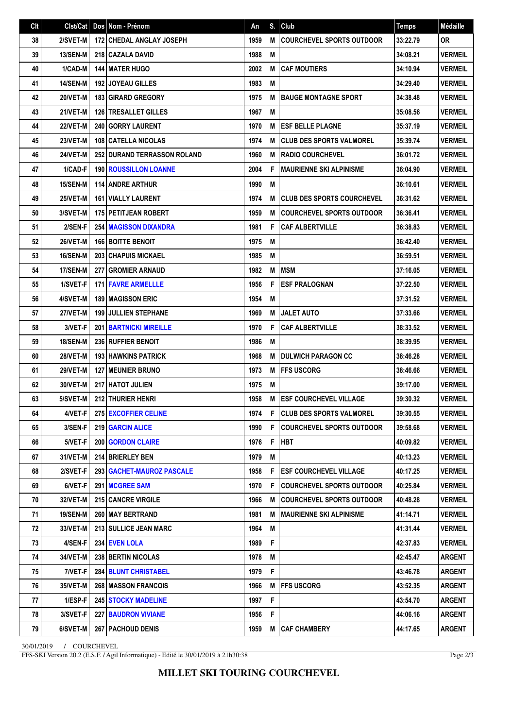| Clt | Clst/Cat | Dos | Nom - Prénom | An | S. | Club | Temps | Médaille |
|---|---|---|---|---|---|---|---|---|
| 38 | 2/SVET-M | 172 | CHEDAL ANGLAY JOSEPH | 1959 | M | COURCHEVEL SPORTS OUTDOOR | 33:22.79 | OR |
| 39 | 13/SEN-M | 218 | CAZALA DAVID | 1988 | M | | 34:08.21 | VERMEIL |
| 40 | 1/CAD-M | 144 | MATER HUGO | 2002 | M | CAF MOUTIERS | 34:10.94 | VERMEIL |
| 41 | 14/SEN-M | 192 | JOYEAU GILLES | 1983 | M | | 34:29.40 | VERMEIL |
| 42 | 20/VET-M | 183 | GIRARD GREGORY | 1975 | M | BAUGE MONTAGNE SPORT | 34:38.48 | VERMEIL |
| 43 | 21/VET-M | 126 | TRESALLET GILLES | 1967 | M | | 35:08.56 | VERMEIL |
| 44 | 22/VET-M | 240 | GORRY LAURENT | 1970 | M | ESF BELLE PLAGNE | 35:37.19 | VERMEIL |
| 45 | 23/VET-M | 108 | CATELLA NICOLAS | 1974 | M | CLUB DES SPORTS VALMOREL | 35:39.74 | VERMEIL |
| 46 | 24/VET-M | 252 | DURAND TERRASSON ROLAND | 1960 | M | RADIO COURCHEVEL | 36:01.72 | VERMEIL |
| 47 | 1/CAD-F | 190 | ROUSSILLON LOANNE | 2004 | F | MAURIENNE SKI ALPINISME | 36:04.90 | VERMEIL |
| 48 | 15/SEN-M | 114 | ANDRE ARTHUR | 1990 | M | | 36:10.61 | VERMEIL |
| 49 | 25/VET-M | 161 | VIALLY LAURENT | 1974 | M | CLUB DES SPORTS COURCHEVEL | 36:31.62 | VERMEIL |
| 50 | 3/SVET-M | 175 | PETITJEAN ROBERT | 1959 | M | COURCHEVEL SPORTS OUTDOOR | 36:36.41 | VERMEIL |
| 51 | 2/SEN-F | 254 | MAGISSON DIXANDRA | 1981 | F | CAF ALBERTVILLE | 36:38.83 | VERMEIL |
| 52 | 26/VET-M | 166 | BOITTE BENOIT | 1975 | M | | 36:42.40 | VERMEIL |
| 53 | 16/SEN-M | 203 | CHAPUIS MICKAEL | 1985 | M | | 36:59.51 | VERMEIL |
| 54 | 17/SEN-M | 277 | GROMIER ARNAUD | 1982 | M | MSM | 37:16.05 | VERMEIL |
| 55 | 1/SVET-F | 171 | FAVRE ARMELLLE | 1956 | F | ESF PRALOGNAN | 37:22.50 | VERMEIL |
| 56 | 4/SVET-M | 189 | MAGISSON ERIC | 1954 | M | | 37:31.52 | VERMEIL |
| 57 | 27/VET-M | 199 | JULLIEN STEPHANE | 1969 | M | JALET AUTO | 37:33.66 | VERMEIL |
| 58 | 3/VET-F | 201 | BARTNICKI MIREILLE | 1970 | F | CAF ALBERTVILLE | 38:33.52 | VERMEIL |
| 59 | 18/SEN-M | 236 | RUFFIER BENOIT | 1986 | M | | 38:39.95 | VERMEIL |
| 60 | 28/VET-M | 193 | HAWKINS PATRICK | 1968 | M | DULWICH PARAGON CC | 38:46.28 | VERMEIL |
| 61 | 29/VET-M | 127 | MEUNIER BRUNO | 1973 | M | FFS USCORG | 38:46.66 | VERMEIL |
| 62 | 30/VET-M | 217 | HATOT JULIEN | 1975 | M | | 39:17.00 | VERMEIL |
| 63 | 5/SVET-M | 212 | THURIER HENRI | 1958 | M | ESF COURCHEVEL VILLAGE | 39:30.32 | VERMEIL |
| 64 | 4/VET-F | 275 | EXCOFFIER CELINE | 1974 | F | CLUB DES SPORTS VALMOREL | 39:30.55 | VERMEIL |
| 65 | 3/SEN-F | 219 | GARCIN ALICE | 1990 | F | COURCHEVEL SPORTS OUTDOOR | 39:58.68 | VERMEIL |
| 66 | 5/VET-F | 200 | GORDON CLAIRE | 1976 | F | HBT | 40:09.82 | VERMEIL |
| 67 | 31/VET-M | 214 | BRIERLEY BEN | 1979 | M | | 40:13.23 | VERMEIL |
| 68 | 2/SVET-F | 293 | GACHET-MAUROZ PASCALE | 1958 | F | ESF COURCHEVEL VILLAGE | 40:17.25 | VERMEIL |
| 69 | 6/VET-F | 291 | MCGREE SAM | 1970 | F | COURCHEVEL SPORTS OUTDOOR | 40:25.84 | VERMEIL |
| 70 | 32/VET-M | 215 | CANCRE VIRGILE | 1966 | M | COURCHEVEL SPORTS OUTDOOR | 40:48.28 | VERMEIL |
| 71 | 19/SEN-M | 260 | MAY BERTRAND | 1981 | M | MAURIENNE SKI ALPINISME | 41:14.71 | VERMEIL |
| 72 | 33/VET-M | 213 | SULLICE JEAN MARC | 1964 | M | | 41:31.44 | VERMEIL |
| 73 | 4/SEN-F | 234 | EVEN LOLA | 1989 | F | | 42:37.83 | VERMEIL |
| 74 | 34/VET-M | 238 | BERTIN NICOLAS | 1978 | M | | 42:45.47 | ARGENT |
| 75 | 7/VET-F | 284 | BLUNT CHRISTABEL | 1979 | F | | 43:46.78 | ARGENT |
| 76 | 35/VET-M | 268 | MASSON FRANCOIS | 1966 | M | FFS USCORG | 43:52.35 | ARGENT |
| 77 | 1/ESP-F | 245 | STOCKY MADELINE | 1997 | F | | 43:54.70 | ARGENT |
| 78 | 3/SVET-F | 227 | BAUDRON VIVIANE | 1956 | F | | 44:06.16 | ARGENT |
| 79 | 6/SVET-M | 267 | PACHOUD DENIS | 1959 | M | CAF CHAMBERY | 44:17.65 | ARGENT |

30/01/2019 / COURCHEVEL

FFS-SKI Version 20.2 (E.S.F. / Agil Informatique) - Edité le 30/01/2019 à 21h30:38

**MILLET SKI TOURING COURCHEVEL**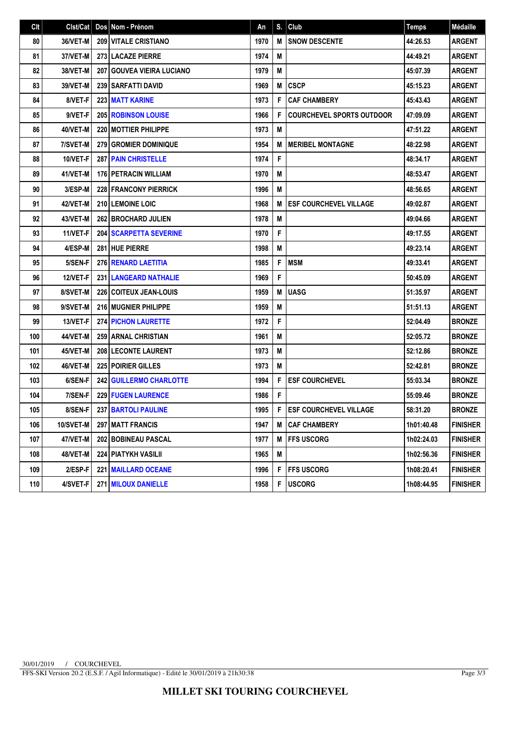| Clt | Clst/Cat | Dos | Nom - Prénom | An | S. | Club | Temps | Médaille |
|---|---|---|---|---|---|---|---|---|
| 80 | 36/VET-M | 209 | VITALE CRISTIANO | 1970 | M | SNOW DESCENTE | 44:26.53 | ARGENT |
| 81 | 37/VET-M | 273 | LACAZE PIERRE | 1974 | M | | 44:49.21 | ARGENT |
| 82 | 38/VET-M | 207 | GOUVEA VIEIRA LUCIANO | 1979 | M | | 45:07.39 | ARGENT |
| 83 | 39/VET-M | 239 | SARFATTI DAVID | 1969 | M | CSCP | 45:15.23 | ARGENT |
| 84 | 8/VET-F | 223 | MATT KARINE | 1973 | F | CAF CHAMBERY | 45:43.43 | ARGENT |
| 85 | 9/VET-F | 205 | ROBINSON LOUISE | 1966 | F | COURCHEVEL SPORTS OUTDOOR | 47:09.09 | ARGENT |
| 86 | 40/VET-M | 220 | MOTTIER PHILIPPE | 1973 | M | | 47:51.22 | ARGENT |
| 87 | 7/SVET-M | 279 | GROMIER DOMINIQUE | 1954 | M | MERIBEL MONTAGNE | 48:22.98 | ARGENT |
| 88 | 10/VET-F | 287 | PAIN CHRISTELLE | 1974 | F | | 48:34.17 | ARGENT |
| 89 | 41/VET-M | 176 | PETRACIN WILLIAM | 1970 | M | | 48:53.47 | ARGENT |
| 90 | 3/ESP-M | 228 | FRANCONY PIERRICK | 1996 | M | | 48:56.65 | ARGENT |
| 91 | 42/VET-M | 210 | LEMOINE LOIC | 1968 | M | ESF COURCHEVEL VILLAGE | 49:02.87 | ARGENT |
| 92 | 43/VET-M | 262 | BROCHARD JULIEN | 1978 | M | | 49:04.66 | ARGENT |
| 93 | 11/VET-F | 204 | SCARPETTA SEVERINE | 1970 | F | | 49:17.55 | ARGENT |
| 94 | 4/ESP-M | 281 | HUE PIERRE | 1998 | M | | 49:23.14 | ARGENT |
| 95 | 5/SEN-F | 276 | RENARD LAETITIA | 1985 | F | MSM | 49:33.41 | ARGENT |
| 96 | 12/VET-F | 231 | LANGEARD NATHALIE | 1969 | F | | 50:45.09 | ARGENT |
| 97 | 8/SVET-M | 226 | COITEUX JEAN-LOUIS | 1959 | M | UASG | 51:35.97 | ARGENT |
| 98 | 9/SVET-M | 216 | MUGNIER PHILIPPE | 1959 | M | | 51:51.13 | ARGENT |
| 99 | 13/VET-F | 274 | PICHON LAURETTE | 1972 | F | | 52:04.49 | BRONZE |
| 100 | 44/VET-M | 259 | ARNAL CHRISTIAN | 1961 | M | | 52:05.72 | BRONZE |
| 101 | 45/VET-M | 208 | LECONTE LAURENT | 1973 | M | | 52:12.86 | BRONZE |
| 102 | 46/VET-M | 225 | POIRIER GILLES | 1973 | M | | 52:42.81 | BRONZE |
| 103 | 6/SEN-F | 242 | GUILLERMO CHARLOTTE | 1994 | F | ESF COURCHEVEL | 55:03.34 | BRONZE |
| 104 | 7/SEN-F | 229 | FUGEN LAURENCE | 1986 | F | | 55:09.46 | BRONZE |
| 105 | 8/SEN-F | 237 | BARTOLI PAULINE | 1995 | F | ESF COURCHEVEL VILLAGE | 58:31.20 | BRONZE |
| 106 | 10/SVET-M | 297 | MATT FRANCIS | 1947 | M | CAF CHAMBERY | 1h01:40.48 | FINISHER |
| 107 | 47/VET-M | 202 | BOBINEAU PASCAL | 1977 | M | FFS USCORG | 1h02:24.03 | FINISHER |
| 108 | 48/VET-M | 224 | PIATYKH VASILII | 1965 | M | | 1h02:56.36 | FINISHER |
| 109 | 2/ESP-F | 221 | MAILLARD OCEANE | 1996 | F | FFS USCORG | 1h08:20.41 | FINISHER |
| 110 | 4/SVET-F | 271 | MILOUX DANIELLE | 1958 | F | USCORG | 1h08:44.95 | FINISHER |

30/01/2019 / COURCHEVEL

FFS-SKI Version 20.2 (E.S.F. / Agil Informatique) - Edité le 30/01/2019 à 21h30:38

**MILLET SKI TOURING COURCHEVEL**